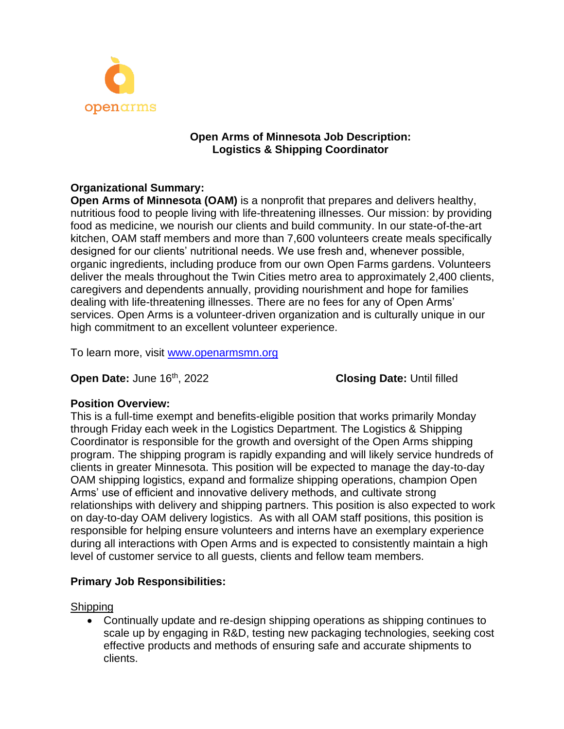openarms

# Open Arms of Minnesota Job Description: Logistics & Shipping Coordinator

**Organizational Summary:**

**Open Arms of Minnesota (OAM)** is a nonprofit that prepares and delivers healthy, nutritious food to people living with life-threatening illnesses. Our mission: by providing food as medicine, we nourish our clients and build community. In our state-of-the-art kitchen, OAM staff members and more than 7,600 volunteers create meals specifically designed for our clients' nutritional needs. We use fresh and, whenever possible, organic ingredients, including produce from our own Open Farms gardens. Volunteers deliver the meals throughout the Twin Cities metro area to approximately 2,400 clients, caregivers and dependents annually, providing nourishment and hope for families dealing with life-threatening illnesses. There are no fees for any of Open Arms' services. Open Arms is a volunteer-driven organization and is culturally unique in our high commitment to an excellent volunteer experience.

To learn more, visit [www.openarmsmn.org](http://www.openarmsmn.org)

**Open Date:** June 16th, 2022 **Closing Date:** Until filled

**Position Overview:**

This is a full-time exempt and benefits-eligible position that works primarily Monday through Friday each week in the Logistics Department. The Logistics & Shipping Coordinator is responsible for the growth and oversight of the Open Arms shipping program. The shipping program is rapidly expanding and will likely service hundreds of clients in greater Minnesota. This position will be expected to manage the day-to-day OAM shipping logistics, expand and formalize shipping operations, champion Open Arms' use of efficient and innovative delivery methods, and cultivate strong relationships with delivery and shipping partners. This position is also expected to work on day-to-day OAM delivery logistics. As with all OAM staff positions, this position is responsible for helping ensure volunteers and interns have an exemplary experience during all interactions with Open Arms and is expected to consistently maintain a high level of customer service to all guests, clients and fellow team members.

**Primary Job Responsibilities:**

Shipping

- Continually update and re-design shipping operations as shipping continues to scale up by engaging in R&D, testing new packaging technologies, seeking cost effective products and methods of ensuring safe and accurate shipments to clients.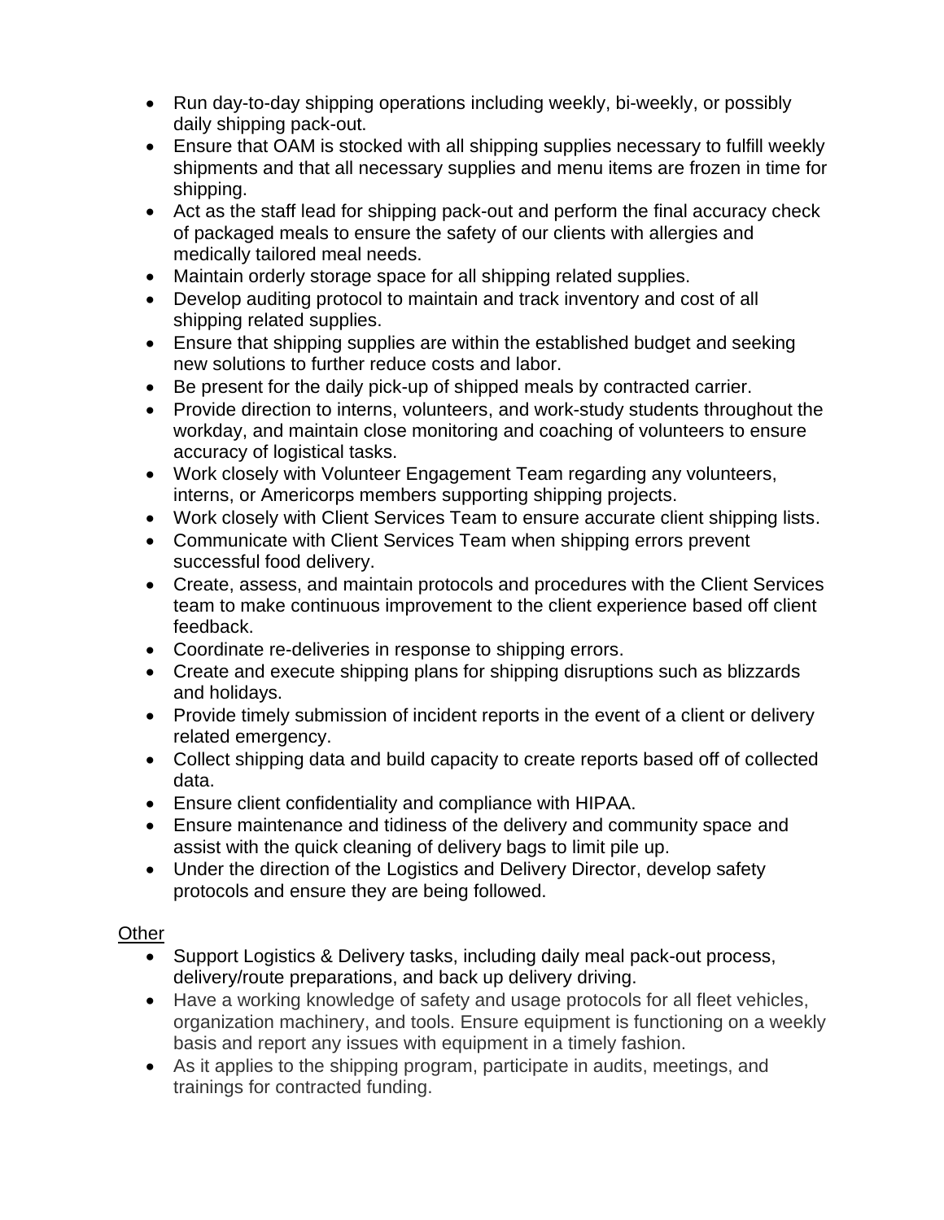- Run day-to-day shipping operations including weekly, bi-weekly, or possibly daily shipping pack-out.
- Ensure that OAM is stocked with all shipping supplies necessary to fulfill weekly shipments and that all necessary supplies and menu items are frozen in time for shipping.
- Act as the staff lead for shipping pack-out and perform the final accuracy check of packaged meals to ensure the safety of our clients with allergies and medically tailored meal needs.
- Maintain orderly storage space for all shipping related supplies.
- Develop auditing protocol to maintain and track inventory and cost of all shipping related supplies.
- Ensure that shipping supplies are within the established budget and seeking new solutions to further reduce costs and labor.
- Be present for the daily pick-up of shipped meals by contracted carrier.
- Provide direction to interns, volunteers, and work-study students throughout the workday, and maintain close monitoring and coaching of volunteers to ensure accuracy of logistical tasks.
- Work closely with Volunteer Engagement Team regarding any volunteers, interns, or Americorps members supporting shipping projects.
- Work closely with Client Services Team to ensure accurate client shipping lists.
- Communicate with Client Services Team when shipping errors prevent successful food delivery.
- Create, assess, and maintain protocols and procedures with the Client Services team to make continuous improvement to the client experience based off client feedback.
- Coordinate re-deliveries in response to shipping errors.
- Create and execute shipping plans for shipping disruptions such as blizzards and holidays.
- Provide timely submission of incident reports in the event of a client or delivery related emergency.
- Collect shipping data and build capacity to create reports based off of collected data.
- Ensure client confidentiality and compliance with HIPAA.
- Ensure maintenance and tidiness of the delivery and community space and assist with the quick cleaning of delivery bags to limit pile up.
- Under the direction of the Logistics and Delivery Director, develop safety protocols and ensure they are being followed.

Other

- Support Logistics & Delivery tasks, including daily meal pack-out process, delivery/route preparations, and back up delivery driving.
- Have a working knowledge of safety and usage protocols for all fleet vehicles, organization machinery, and tools. Ensure equipment is functioning on a weekly basis and report any issues with equipment in a timely fashion.
- As it applies to the shipping program, participate in audits, meetings, and trainings for contracted funding.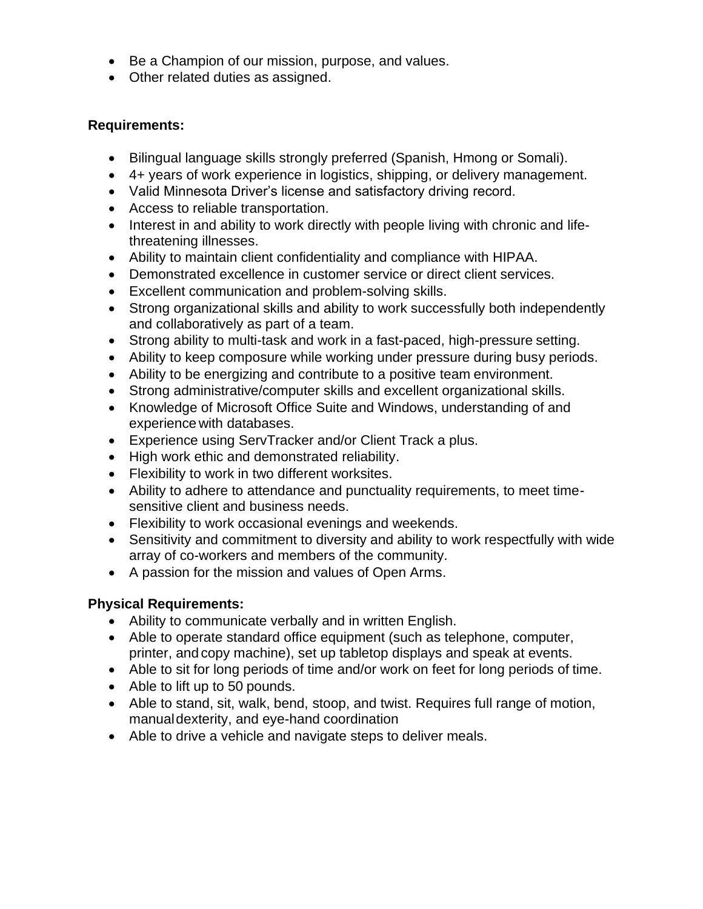- Be a Champion of our mission, purpose, and values.
- Other related duties as assigned.

**Requirements:**

- Bilingual language skills strongly preferred (Spanish, Hmong or Somali).
- 4+ years of work experience in logistics, shipping, or delivery management.
- Valid Minnesota Driver's license and satisfactory driving record.
- Access to reliable transportation.
- Interest in and ability to work directly with people living with chronic and life-threatening illnesses.
- Ability to maintain client confidentiality and compliance with HIPAA.
- Demonstrated excellence in customer service or direct client services.
- Excellent communication and problem-solving skills.
- Strong organizational skills and ability to work successfully both independently and collaboratively as part of a team.
- Strong ability to multi-task and work in a fast-paced, high-pressure setting.
- Ability to keep composure while working under pressure during busy periods.
- Ability to be energizing and contribute to a positive team environment.
- Strong administrative/computer skills and excellent organizational skills.
- Knowledge of Microsoft Office Suite and Windows, understanding of and experience with databases.
- Experience using ServTracker and/or Client Track a plus.
- High work ethic and demonstrated reliability.
- Flexibility to work in two different worksites.
- Ability to adhere to attendance and punctuality requirements, to meet time-sensitive client and business needs.
- Flexibility to work occasional evenings and weekends.
- Sensitivity and commitment to diversity and ability to work respectfully with wide array of co-workers and members of the community.
- A passion for the mission and values of Open Arms.

**Physical Requirements:**

- Ability to communicate verbally and in written English.
- Able to operate standard office equipment (such as telephone, computer, printer, and copy machine), set up tabletop displays and speak at events.
- Able to sit for long periods of time and/or work on feet for long periods of time.
- Able to lift up to 50 pounds.
- Able to stand, sit, walk, bend, stoop, and twist. Requires full range of motion, manual dexterity, and eye-hand coordination
- Able to drive a vehicle and navigate steps to deliver meals.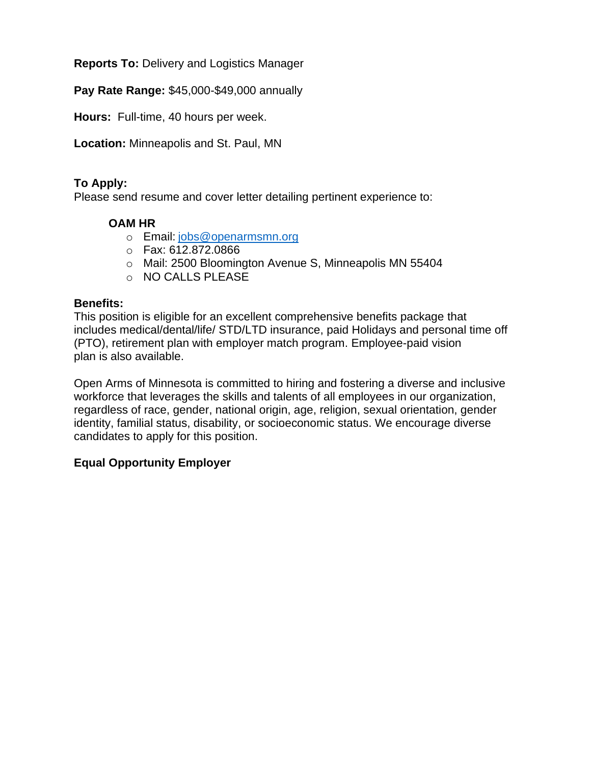**Reports To:** Delivery and Logistics Manager

**Pay Rate Range:** $45,000-$49,000 annually

**Hours:** Full-time, 40 hours per week.

**Location:** Minneapolis and St. Paul, MN

**To Apply:**
Please send resume and cover letter detailing pertinent experience to:

**OAM HR**

- Email: jobs@openarmsmn.org
- Fax: 612.872.0866
- Mail: 2500 Bloomington Avenue S, Minneapolis MN 55404
- NO CALLS PLEASE

**Benefits:**
This position is eligible for an excellent comprehensive benefits package that includes medical/dental/life/ STD/LTD insurance, paid Holidays and personal time off (PTO), retirement plan with employer match program. Employee-paid vision plan is also available.

Open Arms of Minnesota is committed to hiring and fostering a diverse and inclusive workforce that leverages the skills and talents of all employees in our organization, regardless of race, gender, national origin, age, religion, sexual orientation, gender identity, familial status, disability, or socioeconomic status. We encourage diverse candidates to apply for this position.

**Equal Opportunity Employer**